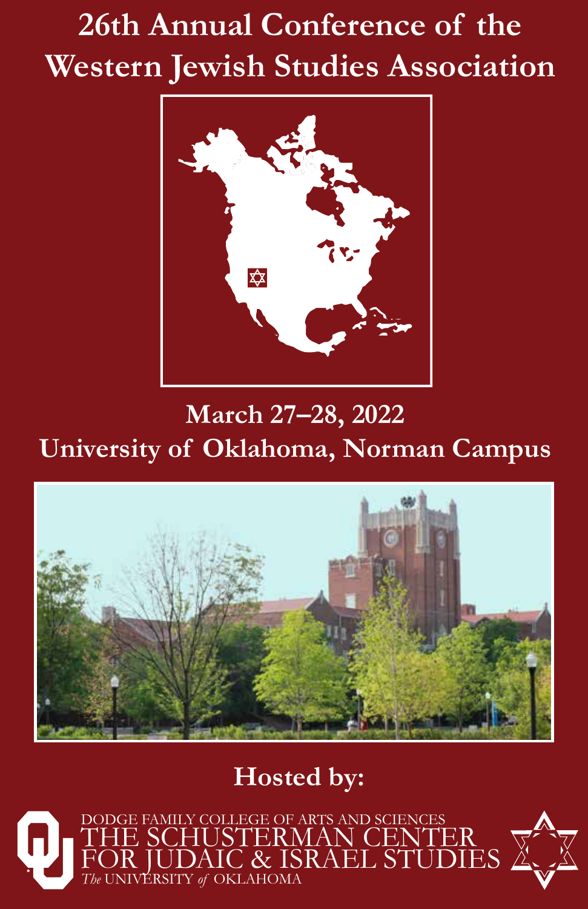# 26th Annual Conference of the Western Jewish Studies Association

## March 27–28, 2022
## University of Oklahoma, Norman Campus

### Hosted by:

DODGE FAMILY COLLEGE OF ARTS AND SCIENCES
THE SCHUSTERMAN CENTER
FOR JUDAIC & ISRAEL STUDIES
*The* UNIVERSITY *of* OKLAHOMA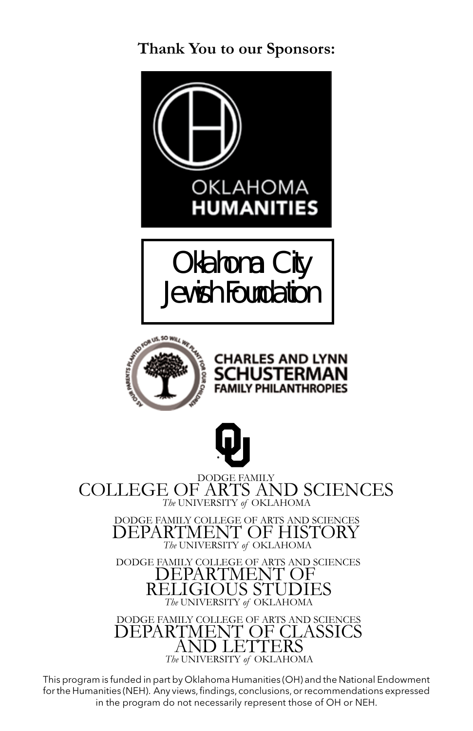**Thank You to our Sponsors:**

OKLAHOMA
HUMANITIES

Oklahoma City
Jewish Foundation

AS OUR PARENTS PLANTED FOR US, SO WILL WE PLANT FOR OUR CHILDREN

CHARLES AND LYNN
SCHUSTERMAN
FAMILY PHILANTHROPIES

DODGE FAMILY
COLLEGE OF ARTS AND SCIENCES
*The* UNIVERSITY *of* OKLAHOMA

DODGE FAMILY COLLEGE OF ARTS AND SCIENCES
DEPARTMENT OF HISTORY
*The* UNIVERSITY *of* OKLAHOMA

DODGE FAMILY COLLEGE OF ARTS AND SCIENCES
DEPARTMENT OF
RELIGIOUS STUDIES
*The* UNIVERSITY *of* OKLAHOMA

DODGE FAMILY COLLEGE OF ARTS AND SCIENCES
DEPARTMENT OF CLASSICS
AND LETTERS
*The* UNIVERSITY *of* OKLAHOMA

This program is funded in part by Oklahoma Humanities (OH) and the National Endowment for the Humanities (NEH). Any views, findings, conclusions, or recommendations expressed in the program do not necessarily represent those of OH or NEH.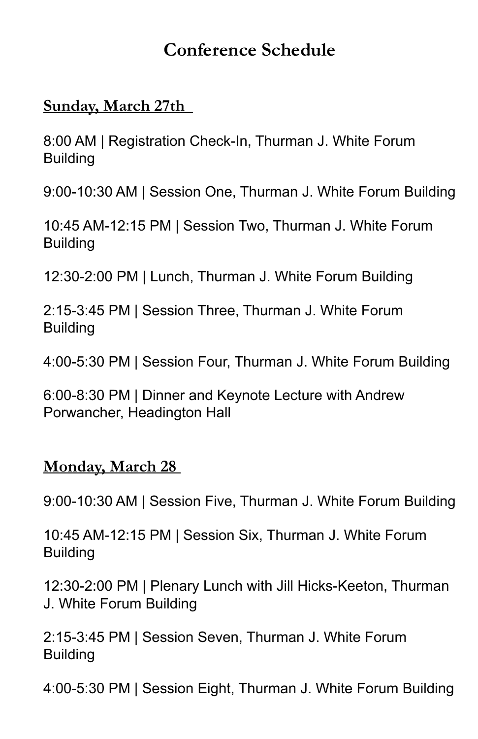# Conference Schedule

**Sunday, March 27th**

8:00 AM | Registration Check-In, Thurman J. White Forum Building

9:00-10:30 AM | Session One, Thurman J. White Forum Building

10:45 AM-12:15 PM | Session Two, Thurman J. White Forum Building

12:30-2:00 PM | Lunch, Thurman J. White Forum Building

2:15-3:45 PM | Session Three, Thurman J. White Forum Building

4:00-5:30 PM | Session Four, Thurman J. White Forum Building

6:00-8:30 PM | Dinner and Keynote Lecture with Andrew Porwancher, Headington Hall

**Monday, March 28**

9:00-10:30 AM | Session Five, Thurman J. White Forum Building

10:45 AM-12:15 PM | Session Six, Thurman J. White Forum Building

12:30-2:00 PM | Plenary Lunch with Jill Hicks-Keeton, Thurman J. White Forum Building

2:15-3:45 PM | Session Seven, Thurman J. White Forum Building

4:00-5:30 PM | Session Eight, Thurman J. White Forum Building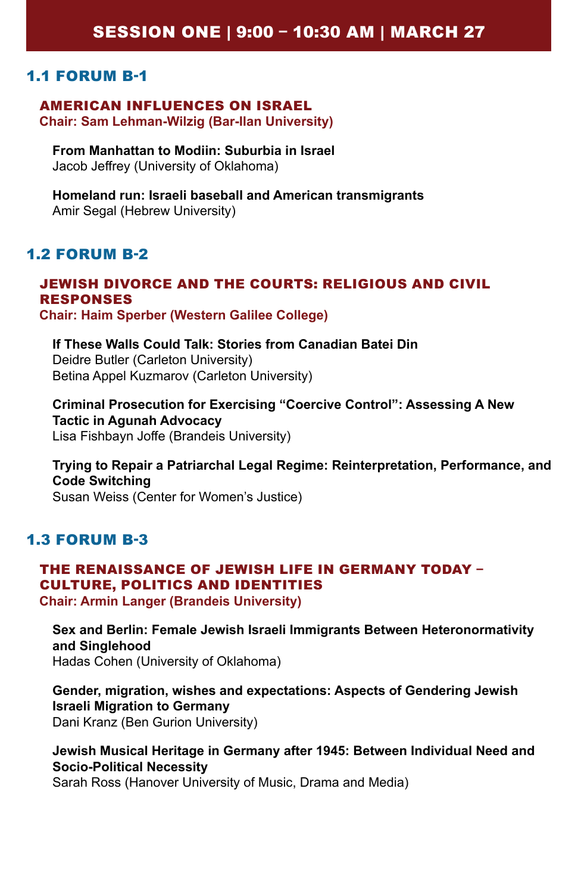# SESSION ONE | 9:00 – 10:30 AM | MARCH 27

## 1.1 FORUM B-1

### AMERICAN INFLUENCES ON ISRAEL

**Chair: Sam Lehman-Wilzig (Bar-Ilan University)**

**From Manhattan to Modiin: Suburbia in Israel**
Jacob Jeffrey (University of Oklahoma)

**Homeland run: Israeli baseball and American transmigrants**
Amir Segal (Hebrew University)

## 1.2 FORUM B-2

### JEWISH DIVORCE AND THE COURTS: RELIGIOUS AND CIVIL RESPONSES

**Chair: Haim Sperber (Western Galilee College)**

**If These Walls Could Talk: Stories from Canadian Batei Din**
Deidre Butler (Carleton University)
Betina Appel Kuzmarov (Carleton University)

**Criminal Prosecution for Exercising "Coercive Control": Assessing A New Tactic in Agunah Advocacy**
Lisa Fishbayn Joffe (Brandeis University)

**Trying to Repair a Patriarchal Legal Regime: Reinterpretation, Performance, and Code Switching**
Susan Weiss (Center for Women's Justice)

## 1.3 FORUM B-3

### THE RENAISSANCE OF JEWISH LIFE IN GERMANY TODAY – CULTURE, POLITICS AND IDENTITIES

**Chair: Armin Langer (Brandeis University)**

**Sex and Berlin: Female Jewish Israeli Immigrants Between Heteronormativity and Singlehood**
Hadas Cohen (University of Oklahoma)

**Gender, migration, wishes and expectations: Aspects of Gendering Jewish Israeli Migration to Germany**
Dani Kranz (Ben Gurion University)

**Jewish Musical Heritage in Germany after 1945: Between Individual Need and Socio-Political Necessity**
Sarah Ross (Hanover University of Music, Drama and Media)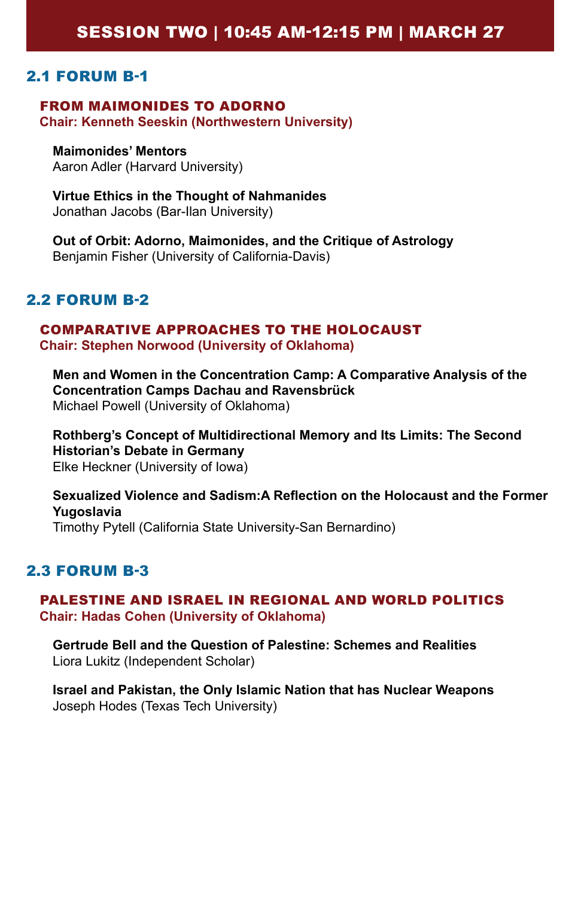# SESSION TWO | 10:45 AM-12:15 PM | MARCH 27

## 2.1 FORUM B-1

### FROM MAIMONIDES TO ADORNO
**Chair: Kenneth Seeskin (Northwestern University)**

**Maimonides' Mentors**
Aaron Adler (Harvard University)

**Virtue Ethics in the Thought of Nahmanides**
Jonathan Jacobs (Bar-Ilan University)

**Out of Orbit: Adorno, Maimonides, and the Critique of Astrology**
Benjamin Fisher (University of California-Davis)

## 2.2 FORUM B-2

### COMPARATIVE APPROACHES TO THE HOLOCAUST
**Chair: Stephen Norwood (University of Oklahoma)**

**Men and Women in the Concentration Camp: A Comparative Analysis of the Concentration Camps Dachau and Ravensbrück**
Michael Powell (University of Oklahoma)

**Rothberg's Concept of Multidirectional Memory and Its Limits: The Second Historian's Debate in Germany**
Elke Heckner (University of Iowa)

**Sexualized Violence and Sadism:A Reflection on the Holocaust and the Former Yugoslavia**
Timothy Pytell (California State University-San Bernardino)

## 2.3 FORUM B-3

### PALESTINE AND ISRAEL IN REGIONAL AND WORLD POLITICS
**Chair: Hadas Cohen (University of Oklahoma)**

**Gertrude Bell and the Question of Palestine: Schemes and Realities**
Liora Lukitz (Independent Scholar)

**Israel and Pakistan, the Only Islamic Nation that has Nuclear Weapons**
Joseph Hodes (Texas Tech University)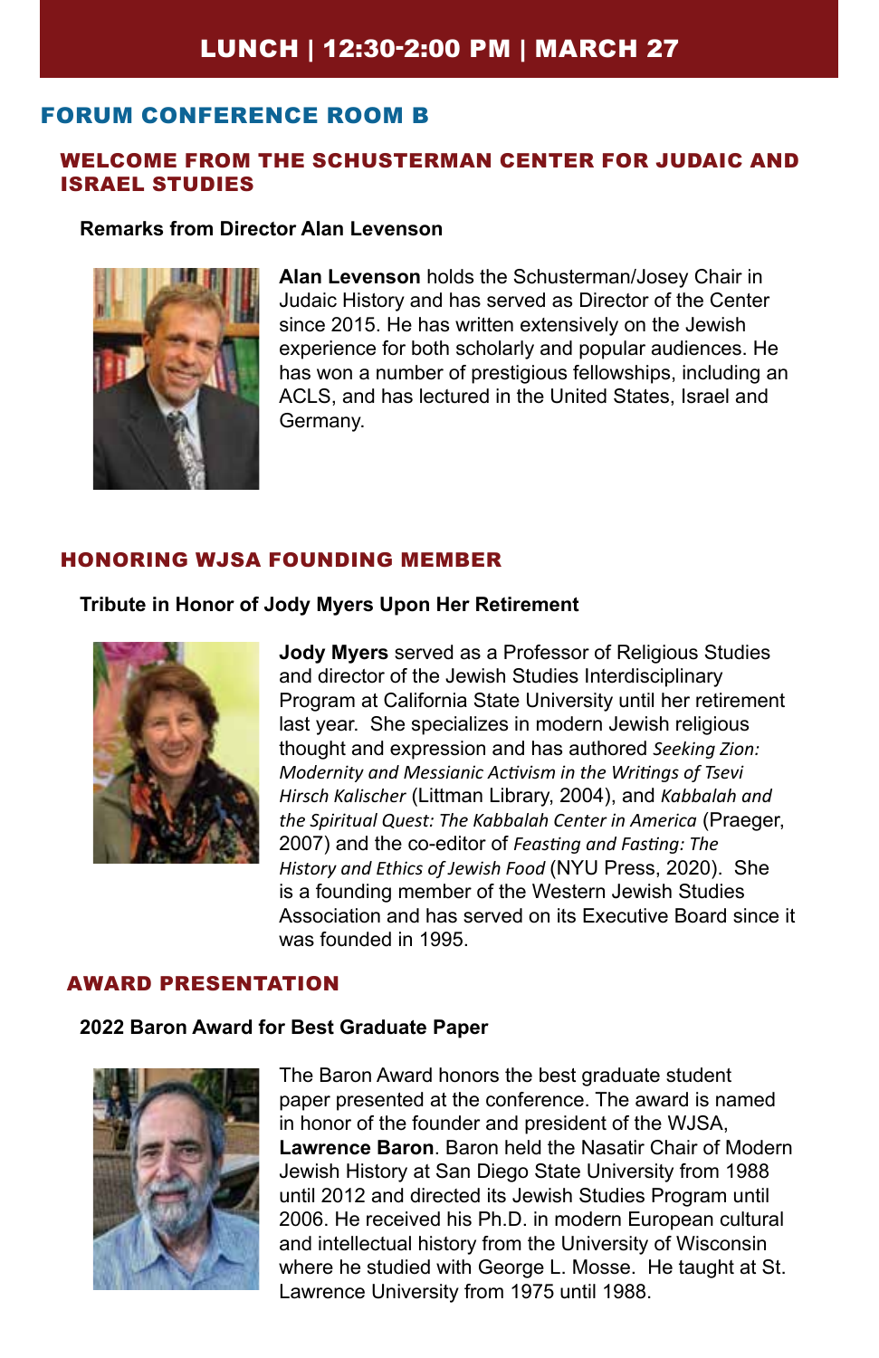# LUNCH | 12:30-2:00 PM | MARCH 27

## FORUM CONFERENCE ROOM B

### WELCOME FROM THE SCHUSTERMAN CENTER FOR JUDAIC AND ISRAEL STUDIES

**Remarks from Director Alan Levenson**

**Alan Levenson** holds the Schusterman/Josey Chair in Judaic History and has served as Director of the Center since 2015. He has written extensively on the Jewish experience for both scholarly and popular audiences. He has won a number of prestigious fellowships, including an ACLS, and has lectured in the United States, Israel and Germany.

### HONORING WJSA FOUNDING MEMBER

**Tribute in Honor of Jody Myers Upon Her Retirement**

**Jody Myers** served as a Professor of Religious Studies and director of the Jewish Studies Interdisciplinary Program at California State University until her retirement last year. She specializes in modern Jewish religious thought and expression and has authored *Seeking Zion: Modernity and Messianic Activism in the Writings of Tsevi Hirsch Kalischer* (Littman Library, 2004), and *Kabbalah and the Spiritual Quest: The Kabbalah Center in America* (Praeger, 2007) and the co-editor of *Feasting and Fasting: The History and Ethics of Jewish Food* (NYU Press, 2020). She is a founding member of the Western Jewish Studies Association and has served on its Executive Board since it was founded in 1995.

### AWARD PRESENTATION

**2022 Baron Award for Best Graduate Paper**

The Baron Award honors the best graduate student paper presented at the conference. The award is named in honor of the founder and president of the WJSA, **Lawrence Baron**. Baron held the Nasatir Chair of Modern Jewish History at San Diego State University from 1988 until 2012 and directed its Jewish Studies Program until 2006. He received his Ph.D. in modern European cultural and intellectual history from the University of Wisconsin where he studied with George L. Mosse. He taught at St. Lawrence University from 1975 until 1988.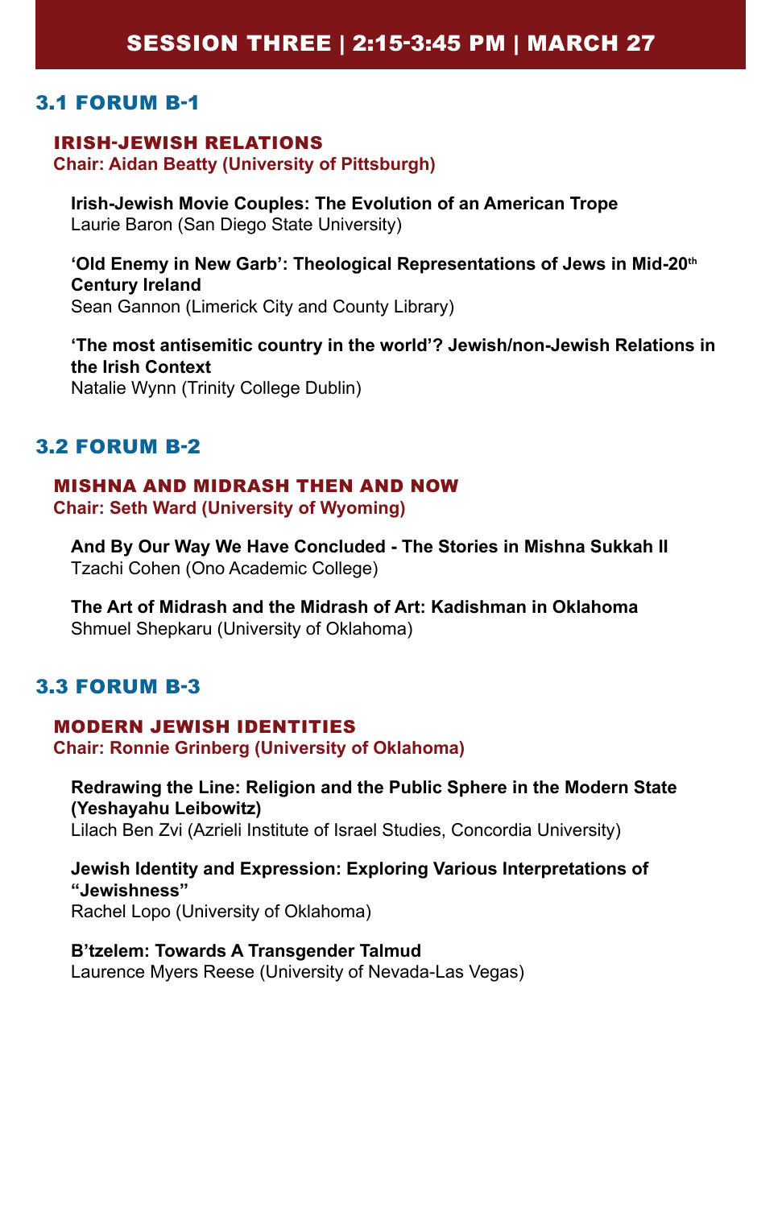# SESSION THREE | 2:15-3:45 PM | MARCH 27

## 3.1 FORUM B-1

### IRISH-JEWISH RELATIONS

**Chair: Aidan Beatty (University of Pittsburgh)**

**Irish-Jewish Movie Couples: The Evolution of an American Trope**
Laurie Baron (San Diego State University)

**'Old Enemy in New Garb': Theological Representations of Jews in Mid-20th Century Ireland**
Sean Gannon (Limerick City and County Library)

**'The most antisemitic country in the world'? Jewish/non-Jewish Relations in the Irish Context**
Natalie Wynn (Trinity College Dublin)

## 3.2 FORUM B-2

### MISHNA AND MIDRASH THEN AND NOW

**Chair: Seth Ward (University of Wyoming)**

**And By Our Way We Have Concluded - The Stories in Mishna Sukkah II**
Tzachi Cohen (Ono Academic College)

**The Art of Midrash and the Midrash of Art: Kadishman in Oklahoma**
Shmuel Shepkaru (University of Oklahoma)

## 3.3 FORUM B-3

### MODERN JEWISH IDENTITIES

**Chair: Ronnie Grinberg (University of Oklahoma)**

**Redrawing the Line: Religion and the Public Sphere in the Modern State (Yeshayahu Leibowitz)**
Lilach Ben Zvi (Azrieli Institute of Israel Studies, Concordia University)

**Jewish Identity and Expression: Exploring Various Interpretations of "Jewishness"**
Rachel Lopo (University of Oklahoma)

**B'tzelem: Towards A Transgender Talmud**
Laurence Myers Reese (University of Nevada-Las Vegas)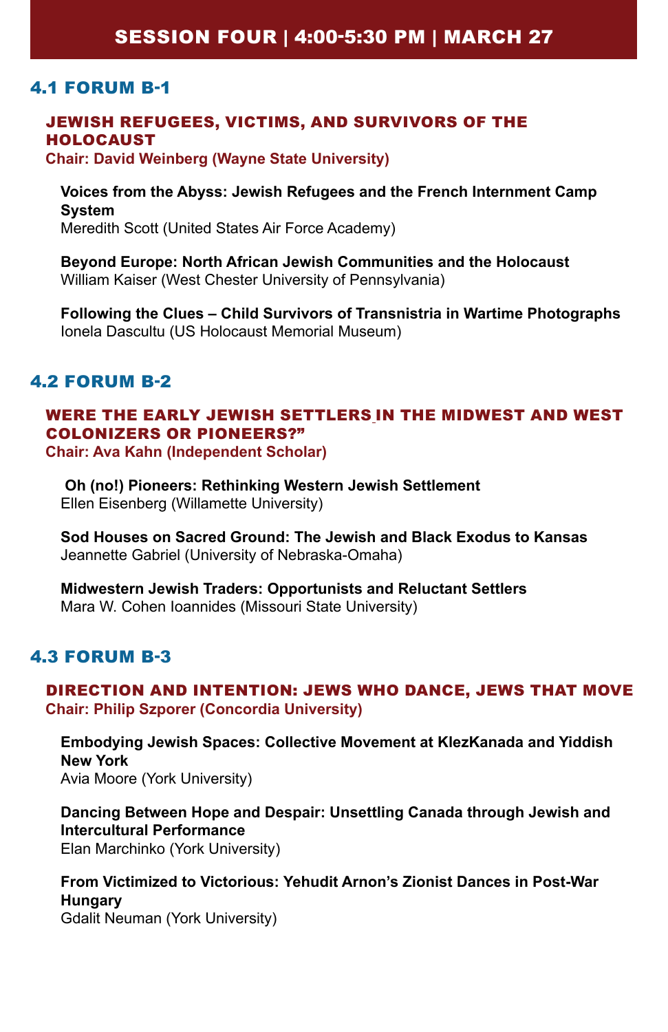# SESSION FOUR | 4:00-5:30 PM | MARCH 27

## 4.1 FORUM B-1

### JEWISH REFUGEES, VICTIMS, AND SURVIVORS OF THE HOLOCAUST

**Chair: David Weinberg (Wayne State University)**

**Voices from the Abyss: Jewish Refugees and the French Internment Camp System**
Meredith Scott (United States Air Force Academy)

**Beyond Europe: North African Jewish Communities and the Holocaust**
William Kaiser (West Chester University of Pennsylvania)

**Following the Clues – Child Survivors of Transnistria in Wartime Photographs**
Ionela Dascultu (US Holocaust Memorial Museum)

## 4.2 FORUM B-2

### WERE THE EARLY JEWISH SETTLERS IN THE MIDWEST AND WEST COLONIZERS OR PIONEERS?"

**Chair: Ava Kahn (Independent Scholar)**

**Oh (no!) Pioneers: Rethinking Western Jewish Settlement**
Ellen Eisenberg (Willamette University)

**Sod Houses on Sacred Ground: The Jewish and Black Exodus to Kansas**
Jeannette Gabriel (University of Nebraska-Omaha)

**Midwestern Jewish Traders: Opportunists and Reluctant Settlers**
Mara W. Cohen Ioannides (Missouri State University)

## 4.3 FORUM B-3

### DIRECTION AND INTENTION: JEWS WHO DANCE, JEWS THAT MOVE

**Chair: Philip Szporer (Concordia University)**

**Embodying Jewish Spaces: Collective Movement at KlezKanada and Yiddish New York**
Avia Moore (York University)

**Dancing Between Hope and Despair: Unsettling Canada through Jewish and Intercultural Performance**
Elan Marchinko (York University)

**From Victimized to Victorious: Yehudit Arnon's Zionist Dances in Post-War Hungary**
Gdalit Neuman (York University)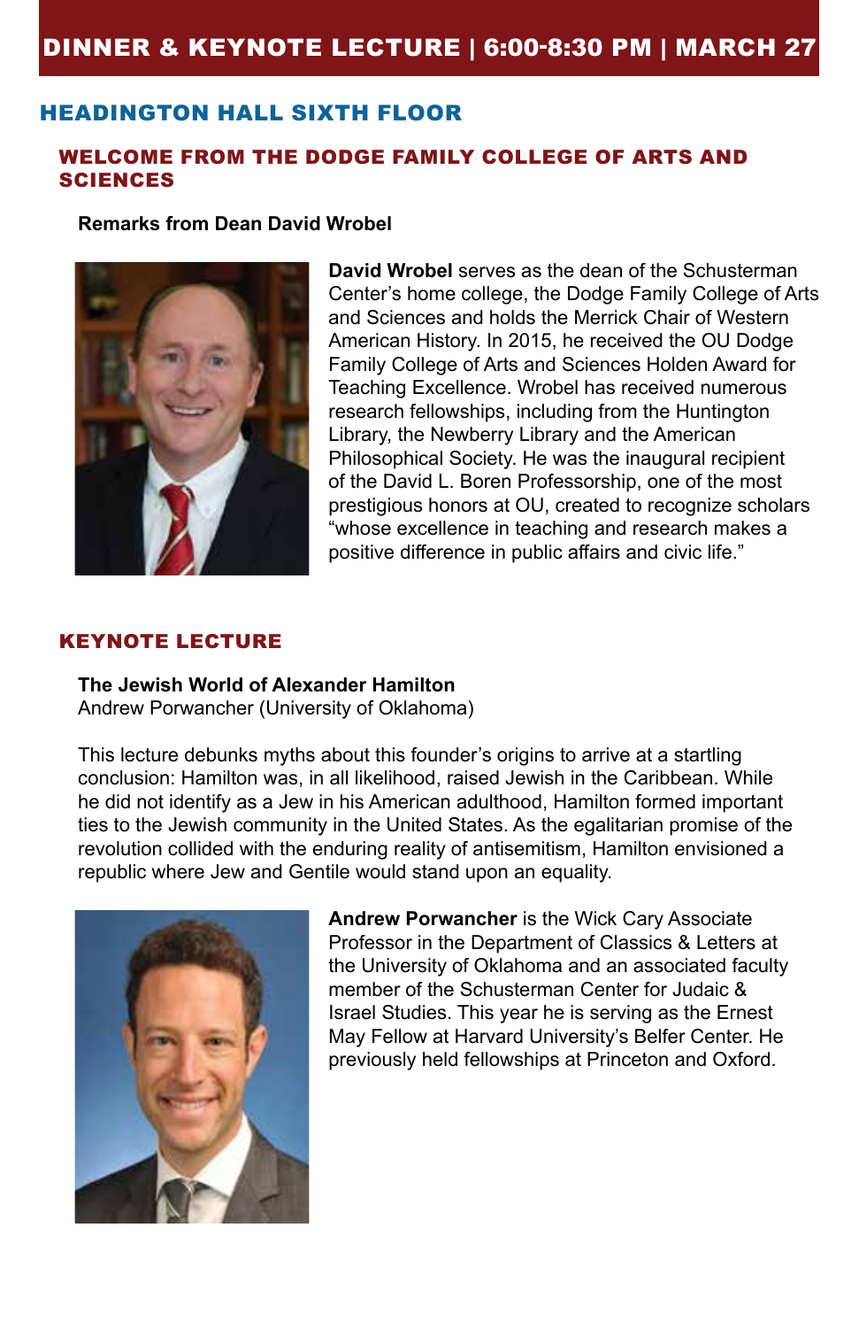# DINNER & KEYNOTE LECTURE | 6:00-8:30 PM | MARCH 27

## HEADINGTON HALL SIXTH FLOOR

### WELCOME FROM THE DODGE FAMILY COLLEGE OF ARTS AND SCIENCES

**Remarks from Dean David Wrobel**

**David Wrobel** serves as the dean of the Schusterman Center's home college, the Dodge Family College of Arts and Sciences and holds the Merrick Chair of Western American History. In 2015, he received the OU Dodge Family College of Arts and Sciences Holden Award for Teaching Excellence. Wrobel has received numerous research fellowships, including from the Huntington Library, the Newberry Library and the American Philosophical Society. He was the inaugural recipient of the David L. Boren Professorship, one of the most prestigious honors at OU, created to recognize scholars "whose excellence in teaching and research makes a positive difference in public affairs and civic life."

### KEYNOTE LECTURE

**The Jewish World of Alexander Hamilton**
Andrew Porwancher (University of Oklahoma)

This lecture debunks myths about this founder's origins to arrive at a startling conclusion: Hamilton was, in all likelihood, raised Jewish in the Caribbean. While he did not identify as a Jew in his American adulthood, Hamilton formed important ties to the Jewish community in the United States. As the egalitarian promise of the revolution collided with the enduring reality of antisemitism, Hamilton envisioned a republic where Jew and Gentile would stand upon an equality.

**Andrew Porwancher** is the Wick Cary Associate Professor in the Department of Classics & Letters at the University of Oklahoma and an associated faculty member of the Schusterman Center for Judaic & Israel Studies. This year he is serving as the Ernest May Fellow at Harvard University's Belfer Center. He previously held fellowships at Princeton and Oxford.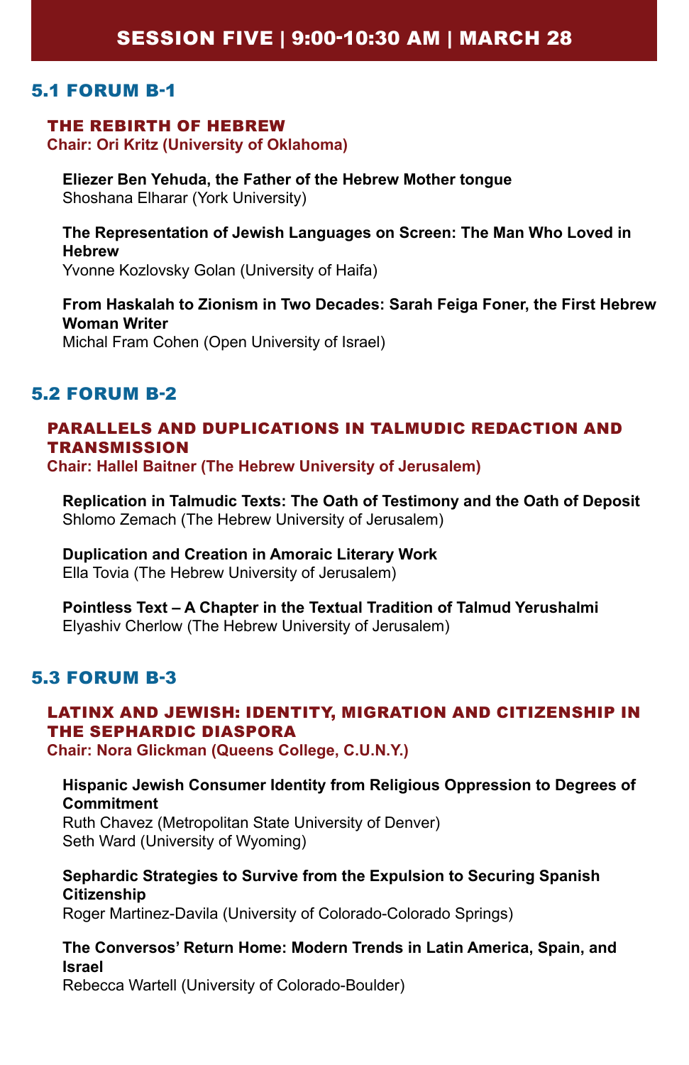# SESSION FIVE | 9:00-10:30 AM | MARCH 28

## 5.1 FORUM B-1

### THE REBIRTH OF HEBREW

**Chair: Ori Kritz (University of Oklahoma)**

**Eliezer Ben Yehuda, the Father of the Hebrew Mother tongue**
Shoshana Elharar (York University)

**The Representation of Jewish Languages on Screen: The Man Who Loved in Hebrew**
Yvonne Kozlovsky Golan (University of Haifa)

**From Haskalah to Zionism in Two Decades: Sarah Feiga Foner, the First Hebrew Woman Writer**
Michal Fram Cohen (Open University of Israel)

## 5.2 FORUM B-2

### PARALLELS AND DUPLICATIONS IN TALMUDIC REDACTION AND TRANSMISSION

**Chair: Hallel Baitner (The Hebrew University of Jerusalem)**

**Replication in Talmudic Texts: The Oath of Testimony and the Oath of Deposit**
Shlomo Zemach (The Hebrew University of Jerusalem)

**Duplication and Creation in Amoraic Literary Work**
Ella Tovia (The Hebrew University of Jerusalem)

**Pointless Text – A Chapter in the Textual Tradition of Talmud Yerushalmi**
Elyashiv Cherlow (The Hebrew University of Jerusalem)

## 5.3 FORUM B-3

### LATINX AND JEWISH: IDENTITY, MIGRATION AND CITIZENSHIP IN THE SEPHARDIC DIASPORA

**Chair: Nora Glickman (Queens College, C.U.N.Y.)**

**Hispanic Jewish Consumer Identity from Religious Oppression to Degrees of Commitment**
Ruth Chavez (Metropolitan State University of Denver)
Seth Ward (University of Wyoming)

**Sephardic Strategies to Survive from the Expulsion to Securing Spanish Citizenship**
Roger Martinez-Davila (University of Colorado-Colorado Springs)

**The Conversos' Return Home: Modern Trends in Latin America, Spain, and Israel**
Rebecca Wartell (University of Colorado-Boulder)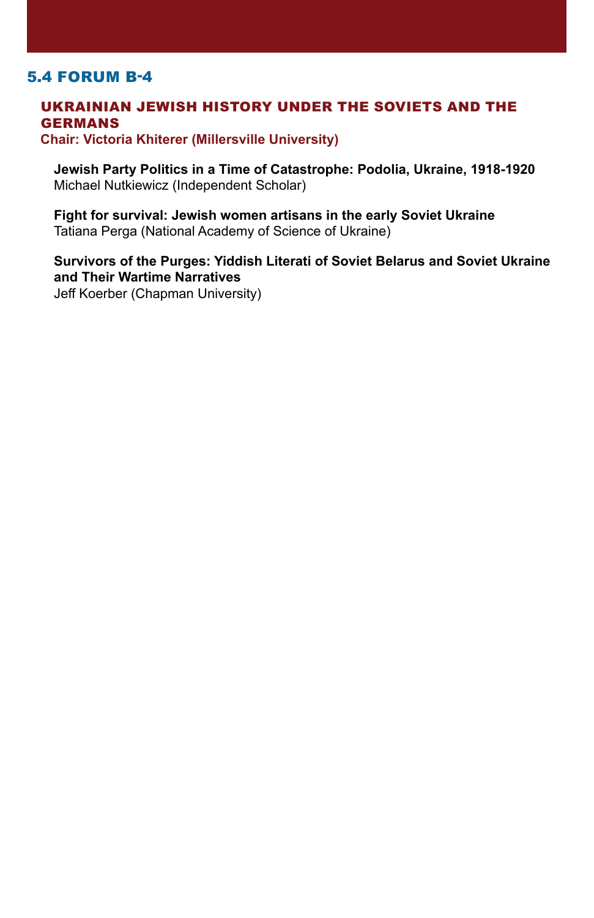## 5.4 FORUM B-4

### UKRAINIAN JEWISH HISTORY UNDER THE SOVIETS AND THE GERMANS

**Chair: Victoria Khiterer (Millersville University)**

**Jewish Party Politics in a Time of Catastrophe: Podolia, Ukraine, 1918-1920**
Michael Nutkiewicz (Independent Scholar)

**Fight for survival: Jewish women artisans in the early Soviet Ukraine**
Tatiana Perga (National Academy of Science of Ukraine)

**Survivors of the Purges: Yiddish Literati of Soviet Belarus and Soviet Ukraine and Their Wartime Narratives**
Jeff Koerber (Chapman University)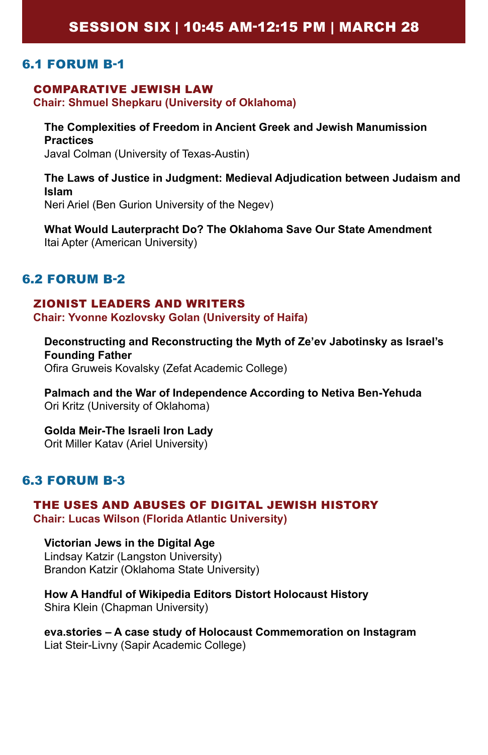# SESSION SIX | 10:45 AM-12:15 PM | MARCH 28

## 6.1 FORUM B-1

### COMPARATIVE JEWISH LAW

**Chair: Shmuel Shepkaru (University of Oklahoma)**

**The Complexities of Freedom in Ancient Greek and Jewish Manumission Practices**
Javal Colman (University of Texas-Austin)

**The Laws of Justice in Judgment: Medieval Adjudication between Judaism and Islam**
Neri Ariel (Ben Gurion University of the Negev)

**What Would Lauterpracht Do? The Oklahoma Save Our State Amendment**
Itai Apter (American University)

## 6.2 FORUM B-2

### ZIONIST LEADERS AND WRITERS

**Chair: Yvonne Kozlovsky Golan (University of Haifa)**

**Deconstructing and Reconstructing the Myth of Ze'ev Jabotinsky as Israel's Founding Father**
Ofira Gruweis Kovalsky (Zefat Academic College)

**Palmach and the War of Independence According to Netiva Ben-Yehuda**
Ori Kritz (University of Oklahoma)

**Golda Meir-The Israeli Iron Lady**
Orit Miller Katav (Ariel University)

## 6.3 FORUM B-3

### THE USES AND ABUSES OF DIGITAL JEWISH HISTORY

**Chair: Lucas Wilson (Florida Atlantic University)**

**Victorian Jews in the Digital Age**
Lindsay Katzir (Langston University)
Brandon Katzir (Oklahoma State University)

**How A Handful of Wikipedia Editors Distort Holocaust History**
Shira Klein (Chapman University)

**eva.stories – A case study of Holocaust Commemoration on Instagram**
Liat Steir-Livny (Sapir Academic College)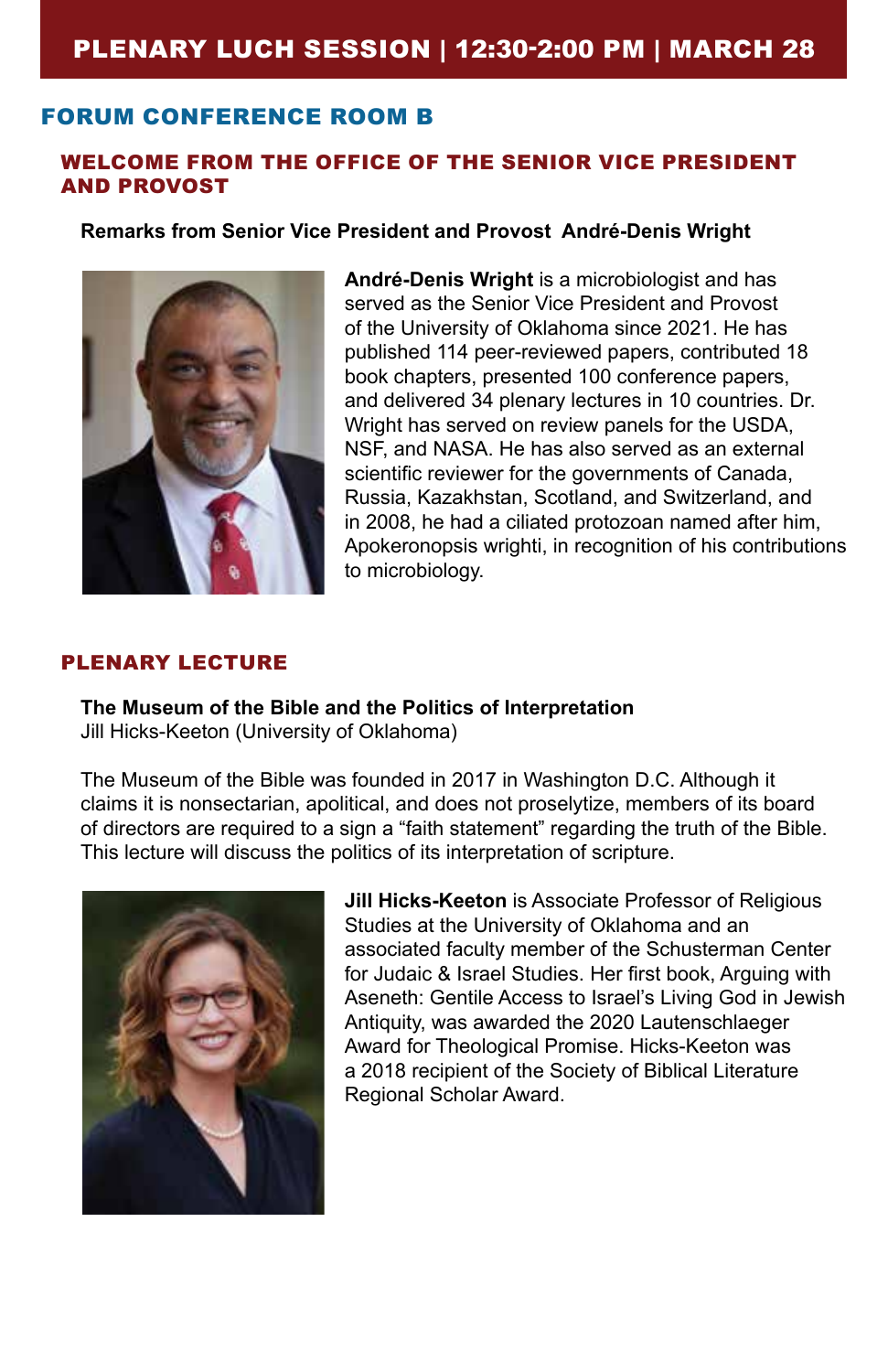# PLENARY LUCH SESSION | 12:30-2:00 PM | MARCH 28

## FORUM CONFERENCE ROOM B

### WELCOME FROM THE OFFICE OF THE SENIOR VICE PRESIDENT AND PROVOST

**Remarks from Senior Vice President and Provost André-Denis Wright**

**André-Denis Wright** is a microbiologist and has served as the Senior Vice President and Provost of the University of Oklahoma since 2021. He has published 114 peer-reviewed papers, contributed 18 book chapters, presented 100 conference papers, and delivered 34 plenary lectures in 10 countries. Dr. Wright has served on review panels for the USDA, NSF, and NASA. He has also served as an external scientific reviewer for the governments of Canada, Russia, Kazakhstan, Scotland, and Switzerland, and in 2008, he had a ciliated protozoan named after him, Apokeronopsis wrighti, in recognition of his contributions to microbiology.

### PLENARY LECTURE

**The Museum of the Bible and the Politics of Interpretation**
Jill Hicks-Keeton (University of Oklahoma)

The Museum of the Bible was founded in 2017 in Washington D.C. Although it claims it is nonsectarian, apolitical, and does not proselytize, members of its board of directors are required to a sign a "faith statement" regarding the truth of the Bible. This lecture will discuss the politics of its interpretation of scripture.

**Jill Hicks-Keeton** is Associate Professor of Religious Studies at the University of Oklahoma and an associated faculty member of the Schusterman Center for Judaic & Israel Studies. Her first book, Arguing with Aseneth: Gentile Access to Israel's Living God in Jewish Antiquity, was awarded the 2020 Lautenschlaeger Award for Theological Promise. Hicks-Keeton was a 2018 recipient of the Society of Biblical Literature Regional Scholar Award.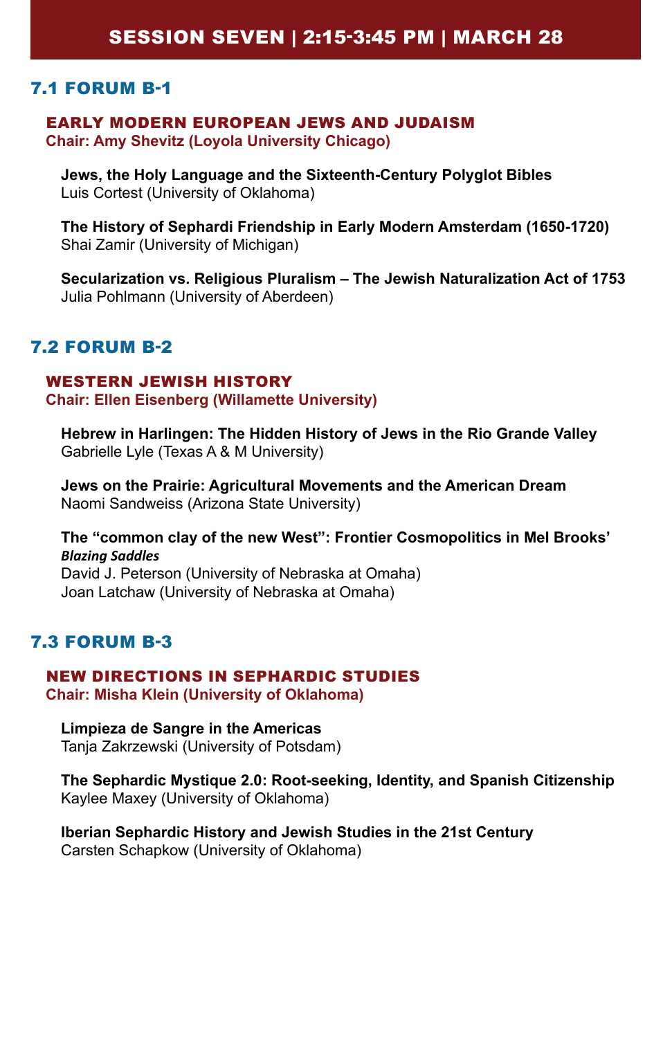# SESSION SEVEN | 2:15-3:45 PM | MARCH 28

## 7.1 FORUM B-1

### EARLY MODERN EUROPEAN JEWS AND JUDAISM

**Chair: Amy Shevitz (Loyola University Chicago)**

**Jews, the Holy Language and the Sixteenth-Century Polyglot Bibles**
Luis Cortest (University of Oklahoma)

**The History of Sephardi Friendship in Early Modern Amsterdam (1650-1720)**
Shai Zamir (University of Michigan)

**Secularization vs. Religious Pluralism – The Jewish Naturalization Act of 1753**
Julia Pohlmann (University of Aberdeen)

## 7.2 FORUM B-2

### WESTERN JEWISH HISTORY

**Chair: Ellen Eisenberg (Willamette University)**

**Hebrew in Harlingen: The Hidden History of Jews in the Rio Grande Valley**
Gabrielle Lyle (Texas A & M University)

**Jews on the Prairie: Agricultural Movements and the American Dream**
Naomi Sandweiss (Arizona State University)

**The "common clay of the new West": Frontier Cosmopolitics in Mel Brooks' *Blazing Saddles***
David J. Peterson (University of Nebraska at Omaha)
Joan Latchaw (University of Nebraska at Omaha)

## 7.3 FORUM B-3

### NEW DIRECTIONS IN SEPHARDIC STUDIES

**Chair: Misha Klein (University of Oklahoma)**

**Limpieza de Sangre in the Americas**
Tanja Zakrzewski (University of Potsdam)

**The Sephardic Mystique 2.0: Root-seeking, Identity, and Spanish Citizenship**
Kaylee Maxey (University of Oklahoma)

**Iberian Sephardic History and Jewish Studies in the 21st Century**
Carsten Schapkow (University of Oklahoma)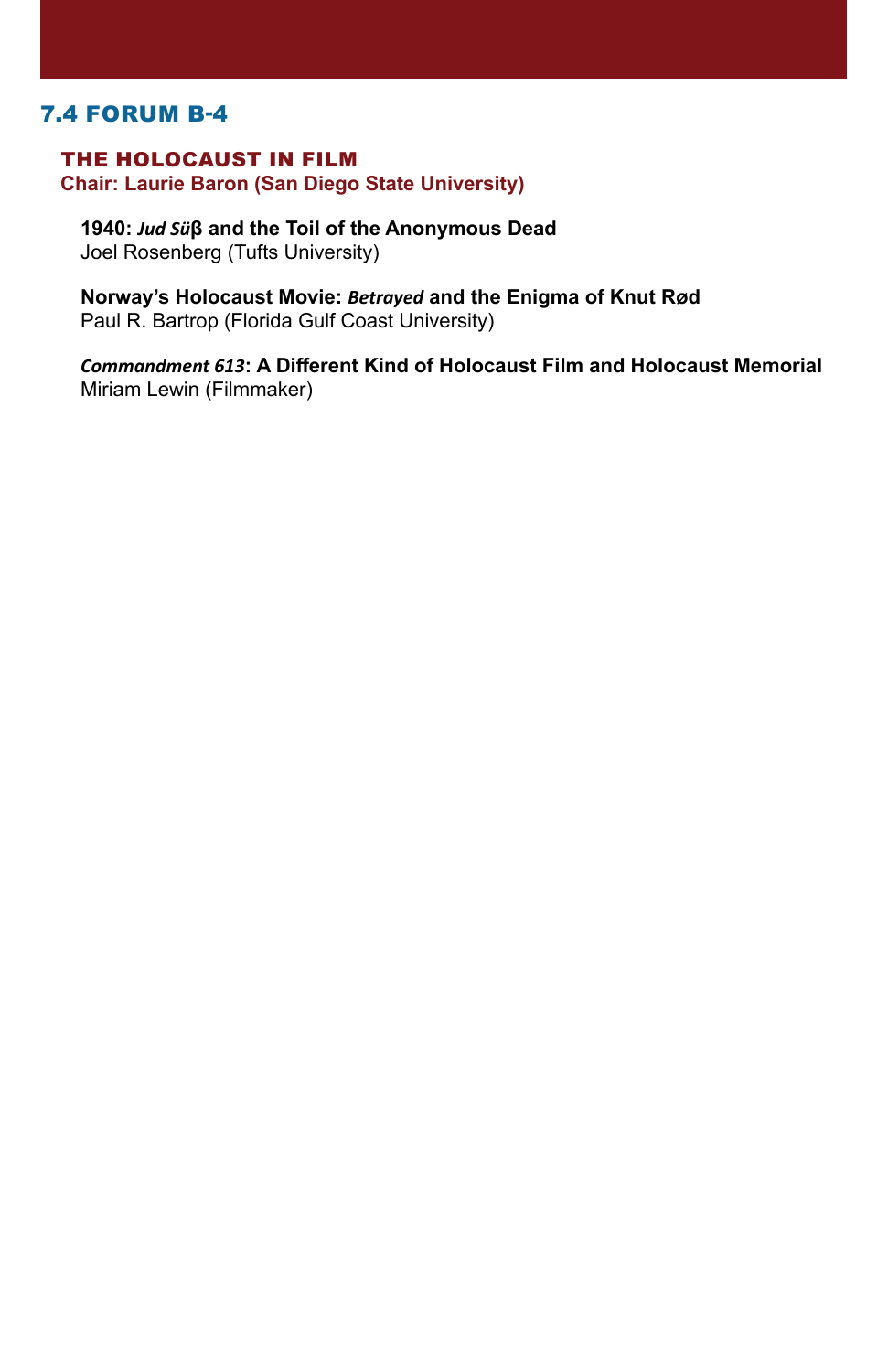## 7.4 FORUM B-4

### THE HOLOCAUST IN FILM

**Chair: Laurie Baron (San Diego State University)**

**1940: *Jud Süß* and the Toil of the Anonymous Dead**
Joel Rosenberg (Tufts University)

**Norway's Holocaust Movie: *Betrayed* and the Enigma of Knut Rød**
Paul R. Bartrop (Florida Gulf Coast University)

***Commandment 613*: A Different Kind of Holocaust Film and Holocaust Memorial**
Miriam Lewin (Filmmaker)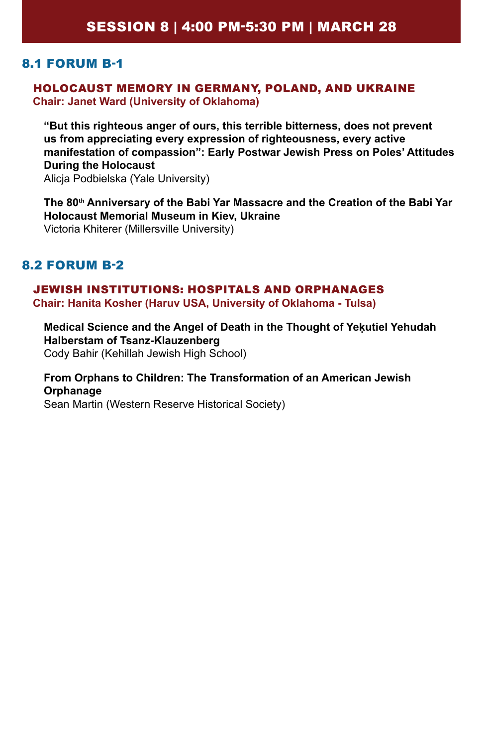# SESSION 8 | 4:00 PM-5:30 PM | MARCH 28

## 8.1 FORUM B-1

### HOLOCAUST MEMORY IN GERMANY, POLAND, AND UKRAINE

**Chair: Janet Ward (University of Oklahoma)**

**"But this righteous anger of ours, this terrible bitterness, does not prevent us from appreciating every expression of righteousness, every active manifestation of compassion": Early Postwar Jewish Press on Poles' Attitudes During the Holocaust**
Alicja Podbielska (Yale University)

**The 80th Anniversary of the Babi Yar Massacre and the Creation of the Babi Yar Holocaust Memorial Museum in Kiev, Ukraine**
Victoria Khiterer (Millersville University)

## 8.2 FORUM B-2

### JEWISH INSTITUTIONS: HOSPITALS AND ORPHANAGES

**Chair: Hanita Kosher (Haruv USA, University of Oklahoma - Tulsa)**

**Medical Science and the Angel of Death in the Thought of Yeḳutiel Yehudah Halberstam of Tsanz-Klauzenberg**
Cody Bahir (Kehillah Jewish High School)

**From Orphans to Children: The Transformation of an American Jewish Orphanage**
Sean Martin (Western Reserve Historical Society)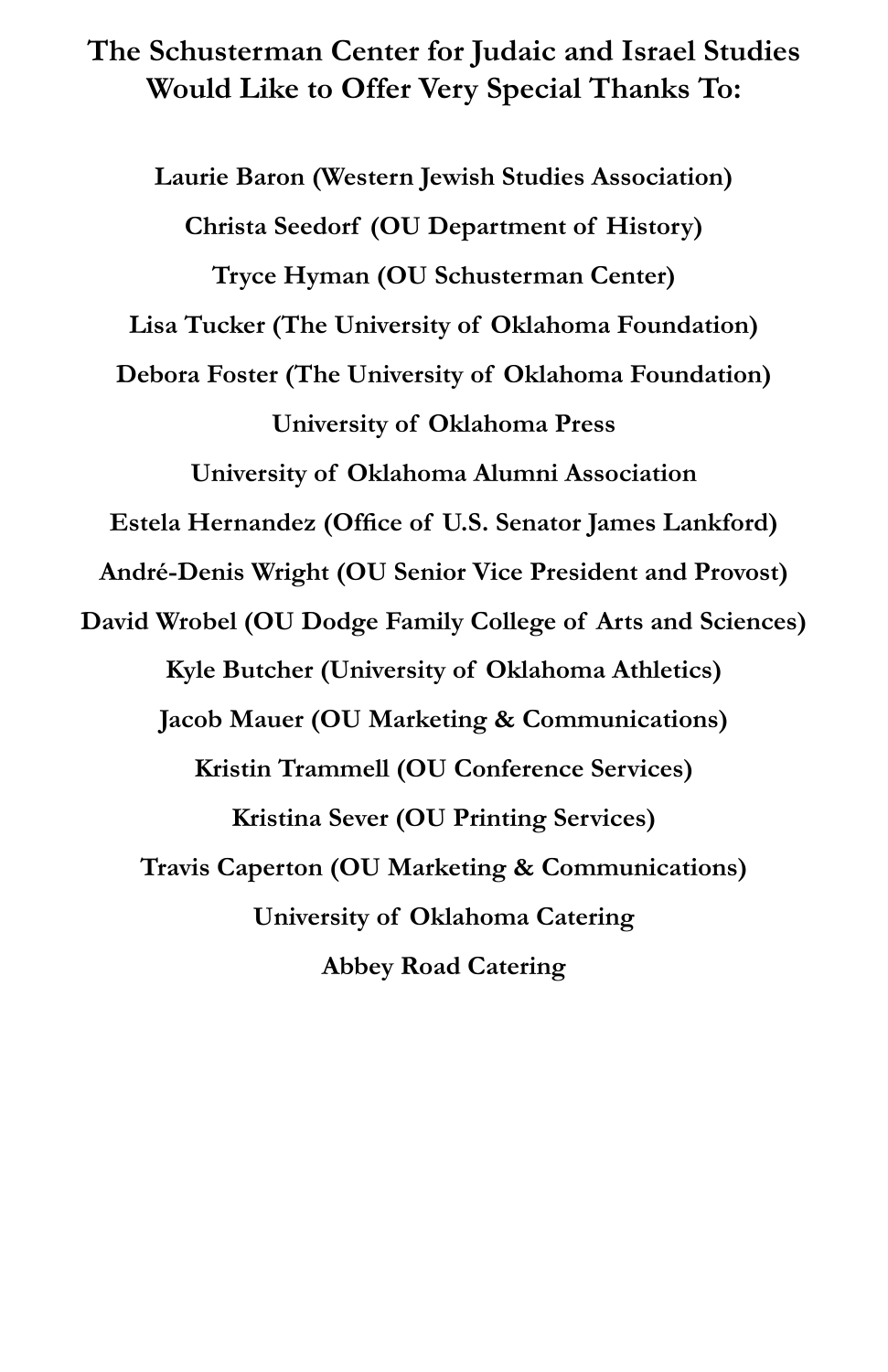# The Schusterman Center for Judaic and Israel Studies Would Like to Offer Very Special Thanks To:

**Laurie Baron (Western Jewish Studies Association)**

**Christa Seedorf (OU Department of History)**

**Tryce Hyman (OU Schusterman Center)**

**Lisa Tucker (The University of Oklahoma Foundation)**

**Debora Foster (The University of Oklahoma Foundation)**

**University of Oklahoma Press**

**University of Oklahoma Alumni Association**

**Estela Hernandez (Office of U.S. Senator James Lankford)**

**André-Denis Wright (OU Senior Vice President and Provost)**

**David Wrobel (OU Dodge Family College of Arts and Sciences)**

**Kyle Butcher (University of Oklahoma Athletics)**

**Jacob Mauer (OU Marketing & Communications)**

**Kristin Trammell (OU Conference Services)**

**Kristina Sever (OU Printing Services)**

**Travis Caperton (OU Marketing & Communications)**

**University of Oklahoma Catering**

**Abbey Road Catering**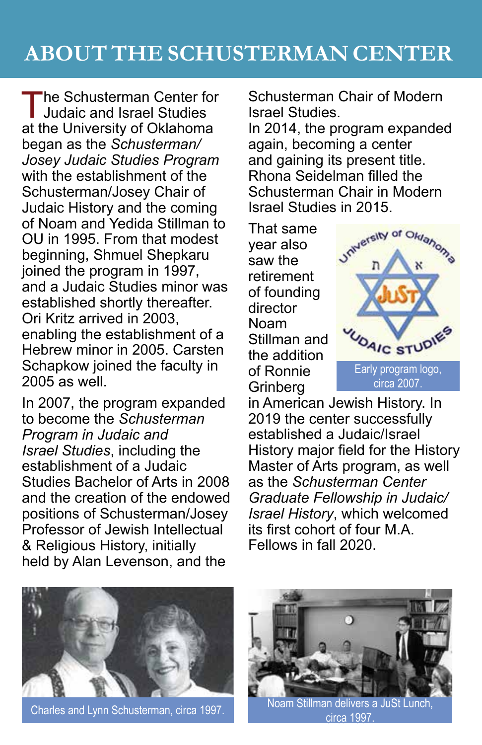# ABOUT THE SCHUSTERMAN CENTER

The Schusterman Center for Judaic and Israel Studies at the University of Oklahoma began as the *Schusterman/ Josey Judaic Studies Program* with the establishment of the Schusterman/Josey Chair of Judaic History and the coming of Noam and Yedida Stillman to OU in 1995. From that modest beginning, Shmuel Shepkaru joined the program in 1997, and a Judaic Studies minor was established shortly thereafter. Ori Kritz arrived in 2003, enabling the establishment of a Hebrew minor in 2005. Carsten Schapkow joined the faculty in 2005 as well.

In 2007, the program expanded to become the *Schusterman Program in Judaic and Israel Studies*, including the establishment of a Judaic Studies Bachelor of Arts in 2008 and the creation of the endowed positions of Schusterman/Josey Professor of Jewish Intellectual & Religious History, initially held by Alan Levenson, and the Schusterman Chair of Modern Israel Studies.

In 2014, the program expanded again, becoming a center and gaining its present title. Rhona Seidelman filled the Schusterman Chair in Modern Israel Studies in 2015.

That same year also saw the retirement of founding director Noam Stillman and the addition of Ronnie Grinberg in American Jewish History. In 2019 the center successfully established a Judaic/Israel History major field for the History Master of Arts program, as well as the *Schusterman Center Graduate Fellowship in Judaic/ Israel History*, which welcomed its first cohort of four M.A. Fellows in fall 2020.

Early program logo, circa 2007.

Charles and Lynn Schusterman, circa 1997.

Noam Stillman delivers a JuSt Lunch, circa 1997.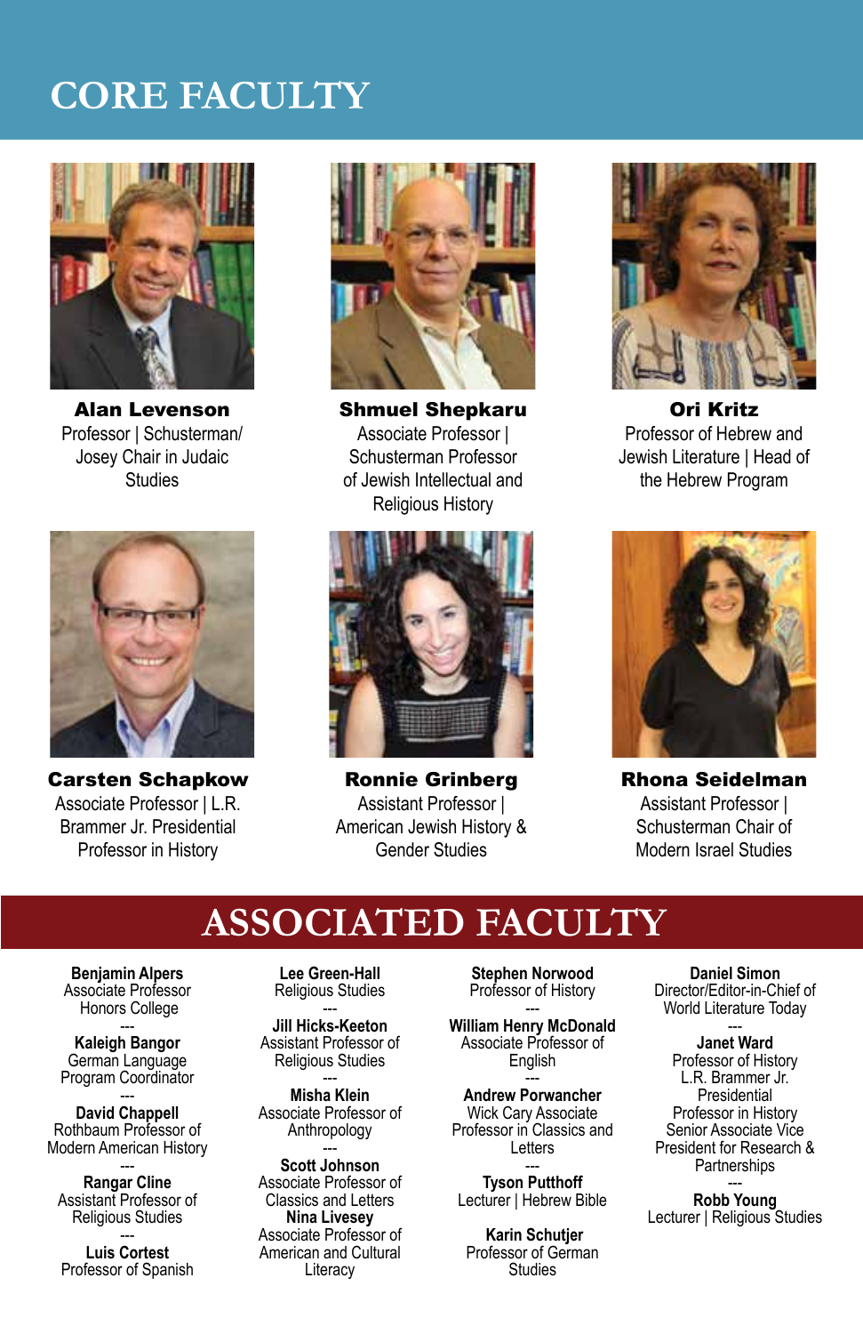# CORE FACULTY

**Alan Levenson**
Professor | Schusterman/Josey Chair in Judaic Studies

**Shmuel Shepkaru**
Associate Professor | Schusterman Professor of Jewish Intellectual and Religious History

**Ori Kritz**
Professor of Hebrew and Jewish Literature | Head of the Hebrew Program

**Carsten Schapkow**
Associate Professor | L.R. Brammer Jr. Presidential Professor in History

**Ronnie Grinberg**
Assistant Professor | American Jewish History & Gender Studies

**Rhona Seidelman**
Assistant Professor | Schusterman Chair of Modern Israel Studies

# ASSOCIATED FACULTY

**Benjamin Alpers**
Associate Professor
Honors College

---

**Kaleigh Bangor**
German Language Program Coordinator

---

**David Chappell**
Rothbaum Professor of Modern American History

---

**Rangar Cline**
Assistant Professor of Religious Studies

---

**Luis Cortest**
Professor of Spanish

**Lee Green-Hall**
Religious Studies

---

**Jill Hicks-Keeton**
Assistant Professor of Religious Studies

---

**Misha Klein**
Associate Professor of Anthropology

---

**Scott Johnson**
Associate Professor of Classics and Letters

**Nina Livesey**
Associate Professor of American and Cultural Literacy

**Stephen Norwood**
Professor of History

---

**William Henry McDonald**
Associate Professor of English

---

**Andrew Porwancher**
Wick Cary Associate Professor in Classics and Letters

---

**Tyson Putthoff**
Lecturer | Hebrew Bible

**Karin Schutjer**
Professor of German Studies

**Daniel Simon**
Director/Editor-in-Chief of World Literature Today

---

**Janet Ward**
Professor of History
L.R. Brammer Jr. Presidential Professor in History
Senior Associate Vice President for Research & Partnerships

---

**Robb Young**
Lecturer | Religious Studies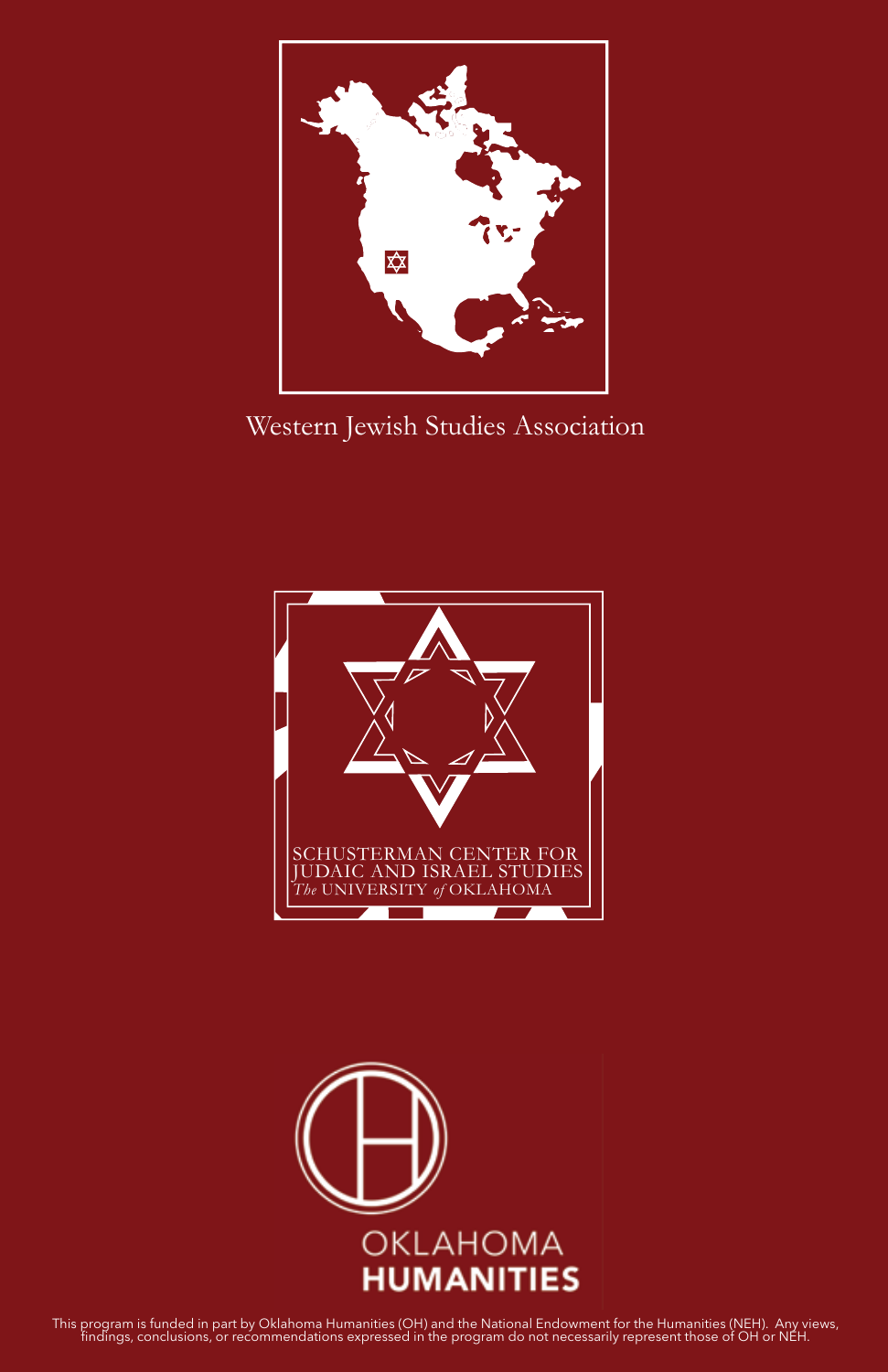Western Jewish Studies Association

SCHUSTERMAN CENTER FOR JUDAIC AND ISRAEL STUDIES
*The* UNIVERSITY *of* OKLAHOMA

OKLAHOMA
**HUMANITIES**

This program is funded in part by Oklahoma Humanities (OH) and the National Endowment for the Humanities (NEH). Any views, findings, conclusions, or recommendations expressed in the program do not necessarily represent those of OH or NEH.